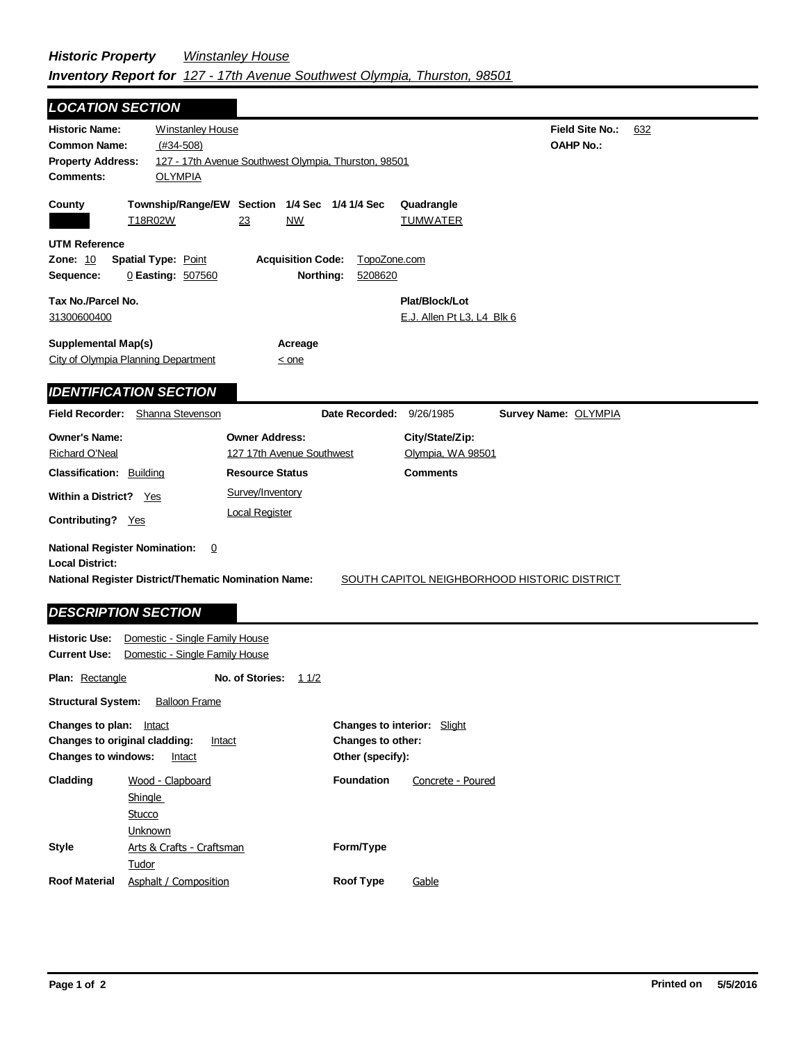**Historic Property** *Winstanley House*

***Inventory Report for*** *127 - 17th Avenue Southwest Olympia, Thurston, 98501*

## LOCATION SECTION

**Historic Name:** Winstanley House
**Field Site No.:** 632
**Common Name:** (#34-508)
**OAHP No.:**
**Property Address:** 127 - 17th Avenue Southwest Olympia, Thurston, 98501
**Comments:** OLYMPIA

| County | Township/Range/EW | Section | 1/4 Sec | 1/4 1/4 Sec | Quadrangle |
|---|---|---|---|---|---|
| | T18R02W | 23 | NW | | TUMWATER |

**UTM Reference**
**Zone:** 10 **Spatial Type:** Point **Acquisition Code:** TopoZone.com
**Sequence:** 0 **Easting:** 507560 **Northing:** 5208620

**Tax No./Parcel No.** 31300600400
**Plat/Block/Lot** E.J. Allen Pt L3, L4 Blk 6

**Supplemental Map(s)** City of Olympia Planning Department
**Acreage** < one

## IDENTIFICATION SECTION

**Field Recorder:** Shanna Stevenson **Date Recorded:** 9/26/1985 **Survey Name:** OLYMPIA

| Owner's Name: | Owner Address: | City/State/Zip: |
|---|---|---|
| Richard O'Neal | 127 17th Avenue Southwest | Olympia, WA 98501 |

**Classification:** Building
**Resource Status:** Survey/Inventory; Local Register
**Comments**
**Within a District?** Yes
**Contributing?** Yes

**National Register Nomination:** 0
**Local District:**
**National Register District/Thematic Nomination Name:** SOUTH CAPITOL NEIGHBORHOOD HISTORIC DISTRICT

## DESCRIPTION SECTION

**Historic Use:** Domestic - Single Family House
**Current Use:** Domestic - Single Family House

**Plan:** Rectangle **No. of Stories:** 1 1/2

**Structural System:** Balloon Frame

**Changes to plan:** Intact
**Changes to original cladding:** Intact
**Changes to windows:** Intact
**Changes to interior:** Slight
**Changes to other:**
**Other (specify):**

**Cladding:** Wood - Clapboard; Shingle; Stucco; Unknown
**Foundation:** Concrete - Poured
**Style:** Arts & Crafts - Craftsman; Tudor
**Form/Type:**
**Roof Material:** Asphalt / Composition
**Roof Type:** Gable

**Printed on** 5/5/2016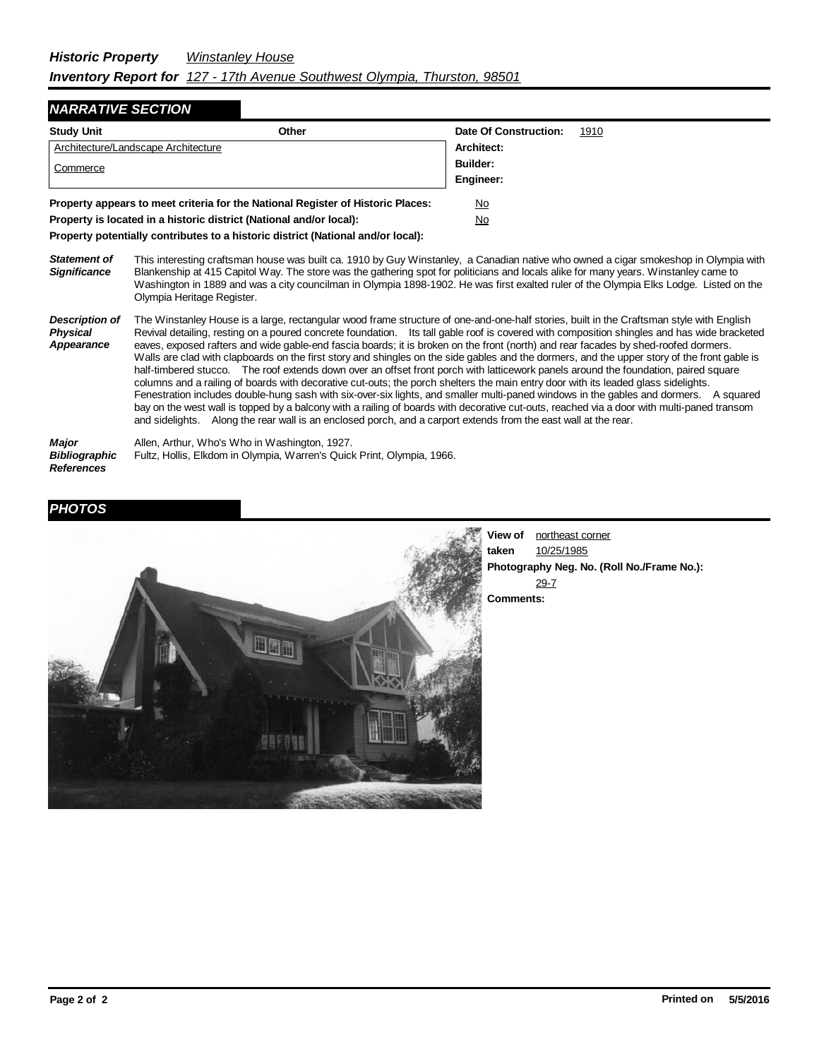***Historic Property*** *Winstanley House*

***Inventory Report for*** *127 - 17th Avenue Southwest Olympia, Thurston, 98501*

## NARRATIVE SECTION

| Study Unit | Other | Date Of Construction: | 1910 |
|---|---|---|---|
| Architecture/Landscape Architecture | | Architect: | |
| Commerce | | Builder: | |
| | | Engineer: | |

**Property appears to meet criteria for the National Register of Historic Places:** No

**Property is located in a historic district (National and/or local):** No

**Property potentially contributes to a historic district (National and/or local):**

***Statement of Significance***

This interesting craftsman house was built ca. 1910 by Guy Winstanley, a Canadian native who owned a cigar smokeshop in Olympia with Blankenship at 415 Capitol Way. The store was the gathering spot for politicians and locals alike for many years. Winstanley came to Washington in 1889 and was a city councilman in Olympia 1898-1902. He was first exalted ruler of the Olympia Elks Lodge. Listed on the Olympia Heritage Register.

***Description of Physical Appearance***

The Winstanley House is a large, rectangular wood frame structure of one-and-one-half stories, built in the Craftsman style with English Revival detailing, resting on a poured concrete foundation. Its tall gable roof is covered with composition shingles and has wide bracketed eaves, exposed rafters and wide gable-end fascia boards; it is broken on the front (north) and rear facades by shed-roofed dormers. Walls are clad with clapboards on the first story and shingles on the side gables and the dormers, and the upper story of the front gable is half-timbered stucco. The roof extends down over an offset front porch with latticework panels around the foundation, paired square columns and a railing of boards with decorative cut-outs; the porch shelters the main entry door with its leaded glass sidelights. Fenestration includes double-hung sash with six-over-six lights, and smaller multi-paned windows in the gables and dormers. A squared bay on the west wall is topped by a balcony with a railing of boards with decorative cut-outs, reached via a door with multi-paned transom and sidelights. Along the rear wall is an enclosed porch, and a carport extends from the east wall at the rear.

***Major Bibliographic References***

Allen, Arthur, Who's Who in Washington, 1927.
Fultz, Hollis, Elkdom in Olympia, Warren's Quick Print, Olympia, 1966.

## PHOTOS

**View of** northeast corner

**taken** 10/25/1985

**Photography Neg. No. (Roll No./Frame No.):** 29-7

**Comments:**